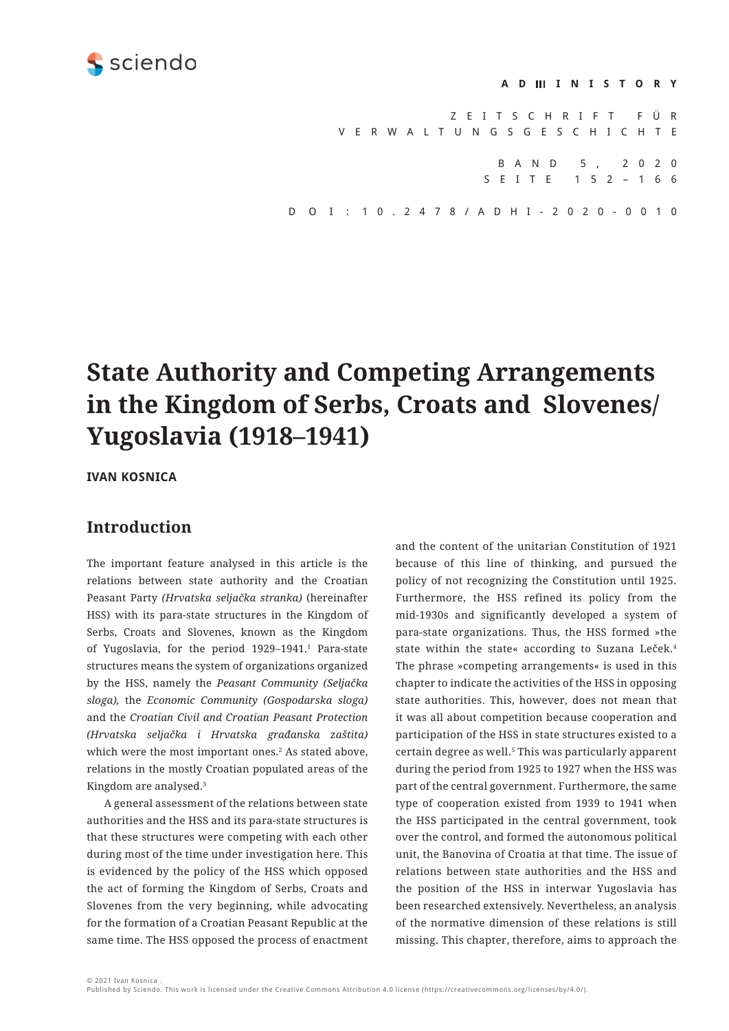# State Authority and Competing Arrangements in the Kingdom of Serbs, Croats and Slovenes/ Yugoslavia (1918–1941)

**IVAN KOSNICA**

## Introduction

The important feature analysed in this article is the relations between state authority and the Croatian Peasant Party *(Hrvatska seljačka stranka)* (hereinafter HSS) with its para-state structures in the Kingdom of Serbs, Croats and Slovenes, known as the Kingdom of Yugoslavia, for the period 1929–1941.[1] Para-state structures means the system of organizations organized by the HSS, namely the *Peasant Community (Seljačka sloga),* the *Economic Community (Gospodarska sloga)* and the *Croatian Civil and Croatian Peasant Protection (Hrvatska seljačka i Hrvatska građanska zaštita)* which were the most important ones.[2] As stated above, relations in the mostly Croatian populated areas of the Kingdom are analysed.[3]

A general assessment of the relations between state authorities and the HSS and its para-state structures is that these structures were competing with each other during most of the time under investigation here. This is evidenced by the policy of the HSS which opposed the act of forming the Kingdom of Serbs, Croats and Slovenes from the very beginning, while advocating for the formation of a Croatian Peasant Republic at the same time. The HSS opposed the process of enactment and the content of the unitarian Constitution of 1921 because of this line of thinking, and pursued the policy of not recognizing the Constitution until 1925. Furthermore, the HSS refined its policy from the mid-1930s and significantly developed a system of para-state organizations. Thus, the HSS formed »the state within the state« according to Suzana Leček.[4] The phrase »competing arrangements« is used in this chapter to indicate the activities of the HSS in opposing state authorities. This, however, does not mean that it was all about competition because cooperation and participation of the HSS in state structures existed to a certain degree as well.[5] This was particularly apparent during the period from 1925 to 1927 when the HSS was part of the central government. Furthermore, the same type of cooperation existed from 1939 to 1941 when the HSS participated in the central government, took over the control, and formed the autonomous political unit, the Banovina of Croatia at that time. The issue of relations between state authorities and the HSS and the position of the HSS in interwar Yugoslavia has been researched extensively. Nevertheless, an analysis of the normative dimension of these relations is still missing. This chapter, therefore, aims to approach the

© 2021 Ivan Kosnica .
Published by Sciendo. This work is licensed under the Creative Commons Attribution 4.0 license (https://creativecommons.org/licenses/by/4.0/).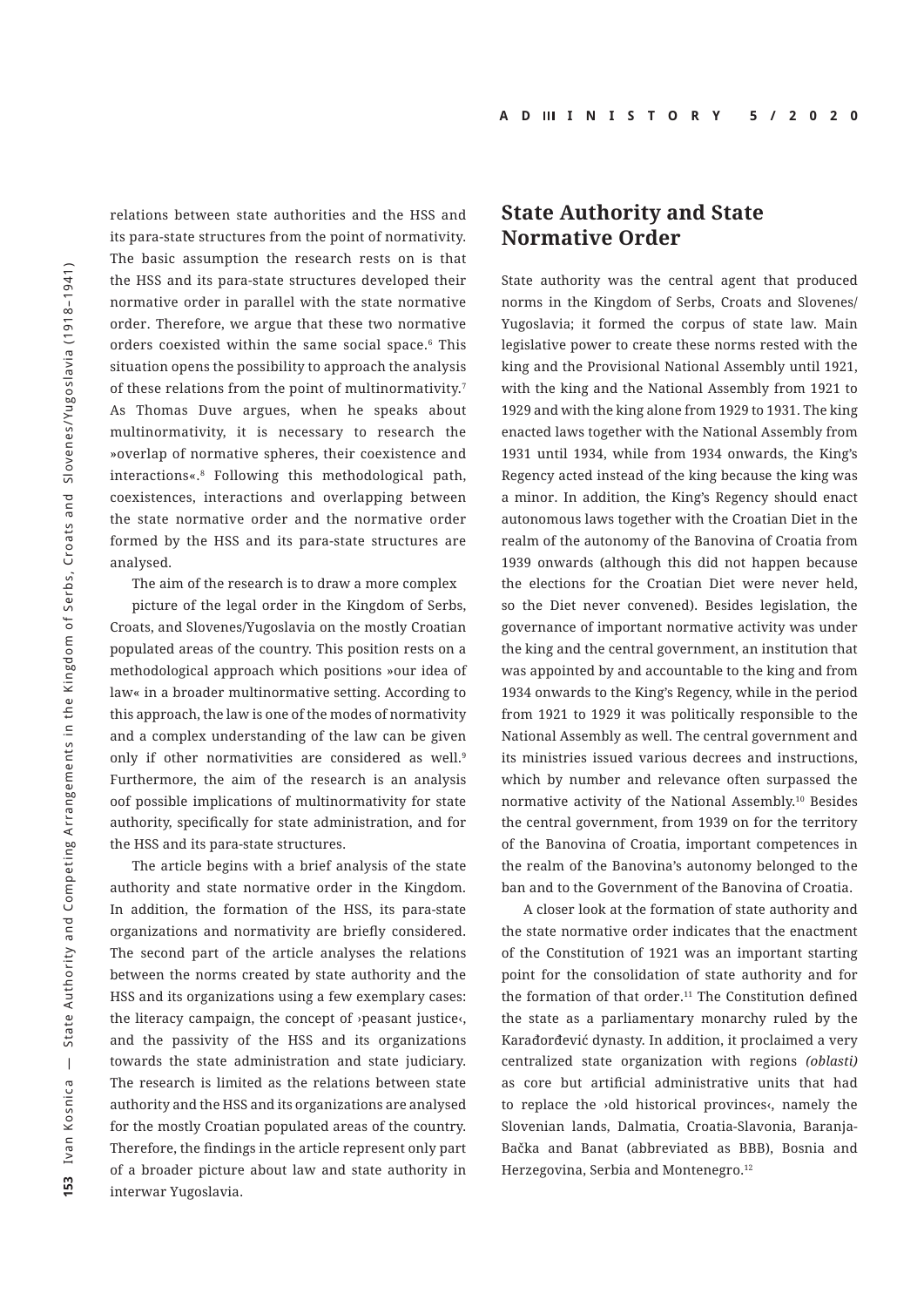relations between state authorities and the HSS and its para-state structures from the point of normativity. The basic assumption the research rests on is that the HSS and its para-state structures developed their normative order in parallel with the state normative order. Therefore, we argue that these two normative orders coexisted within the same social space.[6] This situation opens the possibility to approach the analysis of these relations from the point of multinormativity.[7] As Thomas Duve argues, when he speaks about multinormativity, it is necessary to research the »overlap of normative spheres, their coexistence and interactions«.[8] Following this methodological path, coexistences, interactions and overlapping between the state normative order and the normative order formed by the HSS and its para-state structures are analysed.

The aim of the research is to draw a more complex picture of the legal order in the Kingdom of Serbs, Croats, and Slovenes/Yugoslavia on the mostly Croatian populated areas of the country. This position rests on a methodological approach which positions »our idea of law« in a broader multinormative setting. According to this approach, the law is one of the modes of normativity and a complex understanding of the law can be given only if other normativities are considered as well.[9] Furthermore, the aim of the research is an analysis oof possible implications of multinormativity for state authority, specifically for state administration, and for the HSS and its para-state structures.

The article begins with a brief analysis of the state authority and state normative order in the Kingdom. In addition, the formation of the HSS, its para-state organizations and normativity are briefly considered. The second part of the article analyses the relations between the norms created by state authority and the HSS and its organizations using a few exemplary cases: the literacy campaign, the concept of ›peasant justice‹, and the passivity of the HSS and its organizations towards the state administration and state judiciary. The research is limited as the relations between state authority and the HSS and its organizations are analysed for the mostly Croatian populated areas of the country. Therefore, the findings in the article represent only part of a broader picture about law and state authority in interwar Yugoslavia.

## State Authority and State Normative Order

State authority was the central agent that produced norms in the Kingdom of Serbs, Croats and Slovenes/Yugoslavia; it formed the corpus of state law. Main legislative power to create these norms rested with the king and the Provisional National Assembly until 1921, with the king and the National Assembly from 1921 to 1929 and with the king alone from 1929 to 1931. The king enacted laws together with the National Assembly from 1931 until 1934, while from 1934 onwards, the King's Regency acted instead of the king because the king was a minor. In addition, the King's Regency should enact autonomous laws together with the Croatian Diet in the realm of the autonomy of the Banovina of Croatia from 1939 onwards (although this did not happen because the elections for the Croatian Diet were never held, so the Diet never convened). Besides legislation, the governance of important normative activity was under the king and the central government, an institution that was appointed by and accountable to the king and from 1934 onwards to the King's Regency, while in the period from 1921 to 1929 it was politically responsible to the National Assembly as well. The central government and its ministries issued various decrees and instructions, which by number and relevance often surpassed the normative activity of the National Assembly.[10] Besides the central government, from 1939 on for the territory of the Banovina of Croatia, important competences in the realm of the Banovina's autonomy belonged to the ban and to the Government of the Banovina of Croatia.

A closer look at the formation of state authority and the state normative order indicates that the enactment of the Constitution of 1921 was an important starting point for the consolidation of state authority and for the formation of that order.[11] The Constitution defined the state as a parliamentary monarchy ruled by the Karađorđević dynasty. In addition, it proclaimed a very centralized state organization with regions *(oblasti)* as core but artificial administrative units that had to replace the ›old historical provinces‹, namely the Slovenian lands, Dalmatia, Croatia-Slavonia, Baranja-Bačka and Banat (abbreviated as BBB), Bosnia and Herzegovina, Serbia and Montenegro.[12]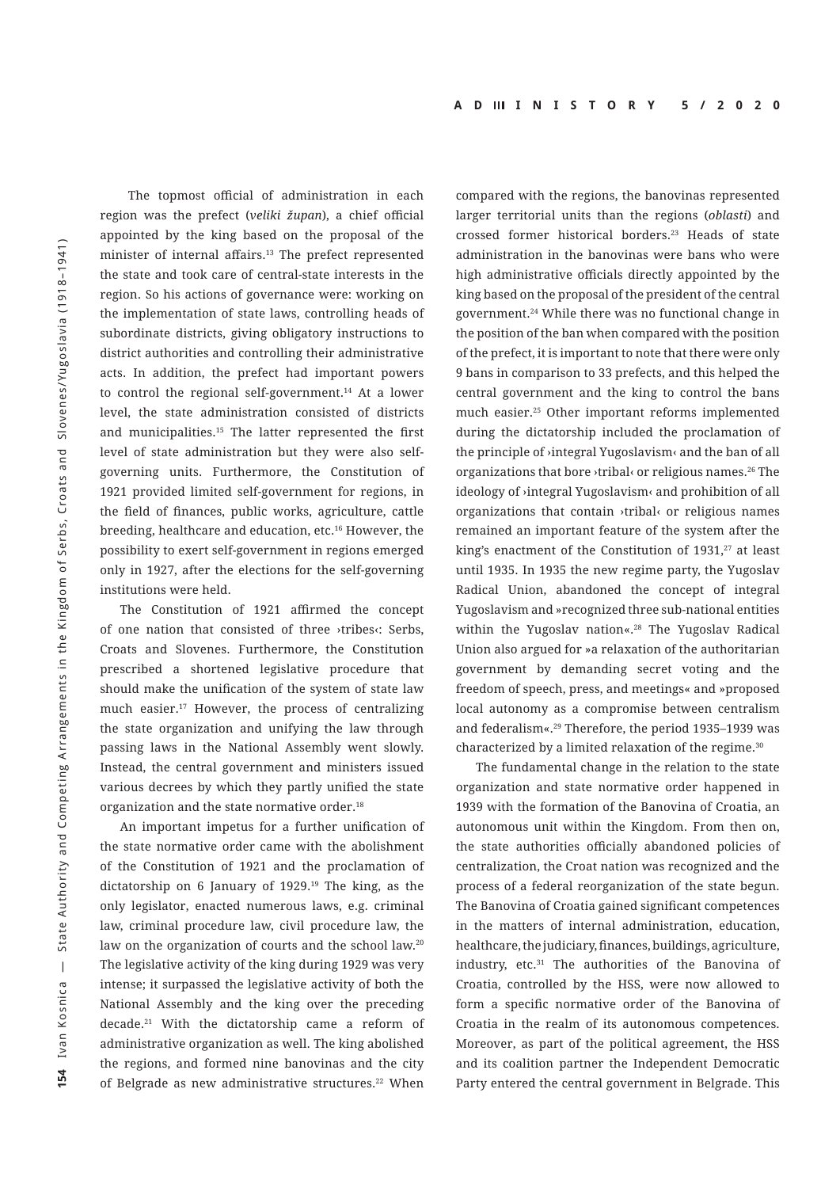The topmost official of administration in each region was the prefect (*veliki župan*), a chief official appointed by the king based on the proposal of the minister of internal affairs.[13] The prefect represented the state and took care of central-state interests in the region. So his actions of governance were: working on the implementation of state laws, controlling heads of subordinate districts, giving obligatory instructions to district authorities and controlling their administrative acts. In addition, the prefect had important powers to control the regional self-government.[14] At a lower level, the state administration consisted of districts and municipalities.[15] The latter represented the first level of state administration but they were also self-governing units. Furthermore, the Constitution of 1921 provided limited self-government for regions, in the field of finances, public works, agriculture, cattle breeding, healthcare and education, etc.[16] However, the possibility to exert self-government in regions emerged only in 1927, after the elections for the self-governing institutions were held.

The Constitution of 1921 affirmed the concept of one nation that consisted of three ›tribes‹: Serbs, Croats and Slovenes. Furthermore, the Constitution prescribed a shortened legislative procedure that should make the unification of the system of state law much easier.[17] However, the process of centralizing the state organization and unifying the law through passing laws in the National Assembly went slowly. Instead, the central government and ministers issued various decrees by which they partly unified the state organization and the state normative order.[18]

An important impetus for a further unification of the state normative order came with the abolishment of the Constitution of 1921 and the proclamation of dictatorship on 6 January of 1929.[19] The king, as the only legislator, enacted numerous laws, e.g. criminal law, criminal procedure law, civil procedure law, the law on the organization of courts and the school law.[20] The legislative activity of the king during 1929 was very intense; it surpassed the legislative activity of both the National Assembly and the king over the preceding decade.[21] With the dictatorship came a reform of administrative organization as well. The king abolished the regions, and formed nine banovinas and the city of Belgrade as new administrative structures.[22] When compared with the regions, the banovinas represented larger territorial units than the regions (*oblasti*) and crossed former historical borders.[23] Heads of state administration in the banovinas were bans who were high administrative officials directly appointed by the king based on the proposal of the president of the central government.[24] While there was no functional change in the position of the ban when compared with the position of the prefect, it is important to note that there were only 9 bans in comparison to 33 prefects, and this helped the central government and the king to control the bans much easier.[25] Other important reforms implemented during the dictatorship included the proclamation of the principle of ›integral Yugoslavism‹ and the ban of all organizations that bore ›tribal‹ or religious names.[26] The ideology of ›integral Yugoslavism‹ and prohibition of all organizations that contain ›tribal‹ or religious names remained an important feature of the system after the king's enactment of the Constitution of 1931,[27] at least until 1935. In 1935 the new regime party, the Yugoslav Radical Union, abandoned the concept of integral Yugoslavism and »recognized three sub-national entities within the Yugoslav nation«.[28] The Yugoslav Radical Union also argued for »a relaxation of the authoritarian government by demanding secret voting and the freedom of speech, press, and meetings« and »proposed local autonomy as a compromise between centralism and federalism«.[29] Therefore, the period 1935–1939 was characterized by a limited relaxation of the regime.[30]

The fundamental change in the relation to the state organization and state normative order happened in 1939 with the formation of the Banovina of Croatia, an autonomous unit within the Kingdom. From then on, the state authorities officially abandoned policies of centralization, the Croat nation was recognized and the process of a federal reorganization of the state begun. The Banovina of Croatia gained significant competences in the matters of internal administration, education, healthcare, the judiciary, finances, buildings, agriculture, industry, etc.[31] The authorities of the Banovina of Croatia, controlled by the HSS, were now allowed to form a specific normative order of the Banovina of Croatia in the realm of its autonomous competences. Moreover, as part of the political agreement, the HSS and its coalition partner the Independent Democratic Party entered the central government in Belgrade. This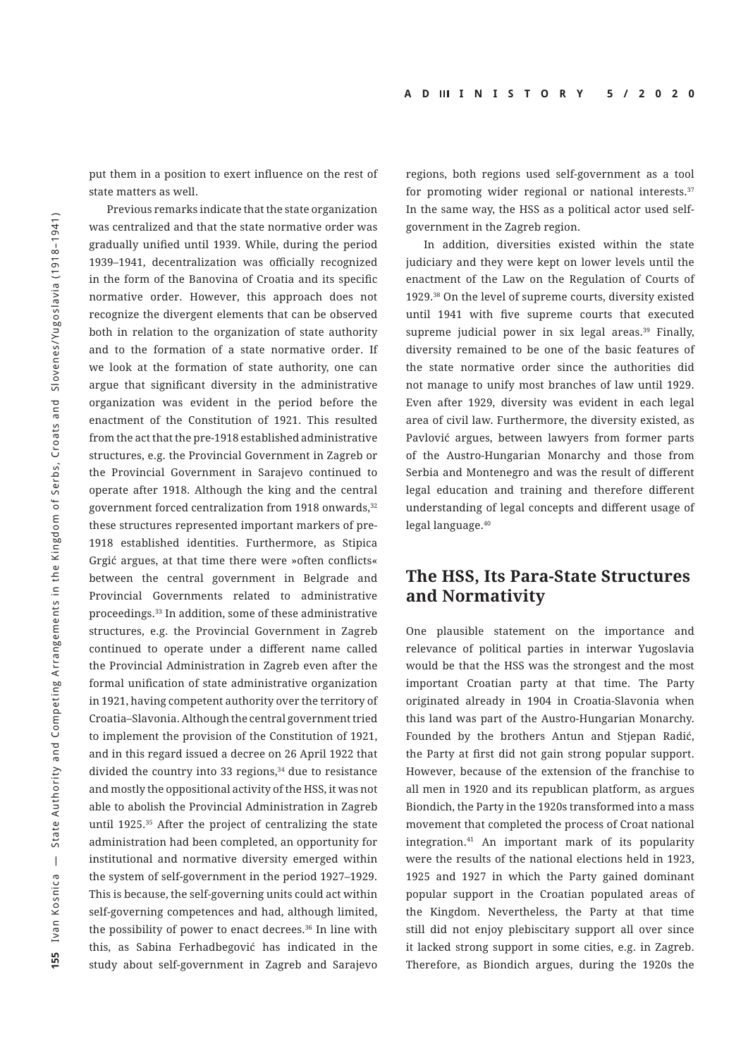put them in a position to exert influence on the rest of state matters as well.

Previous remarks indicate that the state organization was centralized and that the state normative order was gradually unified until 1939. While, during the period 1939–1941, decentralization was officially recognized in the form of the Banovina of Croatia and its specific normative order. However, this approach does not recognize the divergent elements that can be observed both in relation to the organization of state authority and to the formation of a state normative order. If we look at the formation of state authority, one can argue that significant diversity in the administrative organization was evident in the period before the enactment of the Constitution of 1921. This resulted from the act that the pre-1918 established administrative structures, e.g. the Provincial Government in Zagreb or the Provincial Government in Sarajevo continued to operate after 1918. Although the king and the central government forced centralization from 1918 onwards,[32] these structures represented important markers of pre-1918 established identities. Furthermore, as Stipica Grgić argues, at that time there were »often conflicts« between the central government in Belgrade and Provincial Governments related to administrative proceedings.[33] In addition, some of these administrative structures, e.g. the Provincial Government in Zagreb continued to operate under a different name called the Provincial Administration in Zagreb even after the formal unification of state administrative organization in 1921, having competent authority over the territory of Croatia–Slavonia. Although the central government tried to implement the provision of the Constitution of 1921, and in this regard issued a decree on 26 April 1922 that divided the country into 33 regions,[34] due to resistance and mostly the oppositional activity of the HSS, it was not able to abolish the Provincial Administration in Zagreb until 1925.[35] After the project of centralizing the state administration had been completed, an opportunity for institutional and normative diversity emerged within the system of self-government in the period 1927–1929. This is because, the self-governing units could act within self-governing competences and had, although limited, the possibility of power to enact decrees.[36] In line with this, as Sabina Ferhadbegović has indicated in the study about self-government in Zagreb and Sarajevo regions, both regions used self-government as a tool for promoting wider regional or national interests.[37] In the same way, the HSS as a political actor used self-government in the Zagreb region.

In addition, diversities existed within the state judiciary and they were kept on lower levels until the enactment of the Law on the Regulation of Courts of 1929.[38] On the level of supreme courts, diversity existed until 1941 with five supreme courts that executed supreme judicial power in six legal areas.[39] Finally, diversity remained to be one of the basic features of the state normative order since the authorities did not manage to unify most branches of law until 1929. Even after 1929, diversity was evident in each legal area of civil law. Furthermore, the diversity existed, as Pavlović argues, between lawyers from former parts of the Austro-Hungarian Monarchy and those from Serbia and Montenegro and was the result of different legal education and training and therefore different understanding of legal concepts and different usage of legal language.[40]

## The HSS, Its Para-State Structures and Normativity

One plausible statement on the importance and relevance of political parties in interwar Yugoslavia would be that the HSS was the strongest and the most important Croatian party at that time. The Party originated already in 1904 in Croatia-Slavonia when this land was part of the Austro-Hungarian Monarchy. Founded by the brothers Antun and Stjepan Radić, the Party at first did not gain strong popular support. However, because of the extension of the franchise to all men in 1920 and its republican platform, as argues Biondich, the Party in the 1920s transformed into a mass movement that completed the process of Croat national integration.[41] An important mark of its popularity were the results of the national elections held in 1923, 1925 and 1927 in which the Party gained dominant popular support in the Croatian populated areas of the Kingdom. Nevertheless, the Party at that time still did not enjoy plebiscitary support all over since it lacked strong support in some cities, e.g. in Zagreb. Therefore, as Biondich argues, during the 1920s the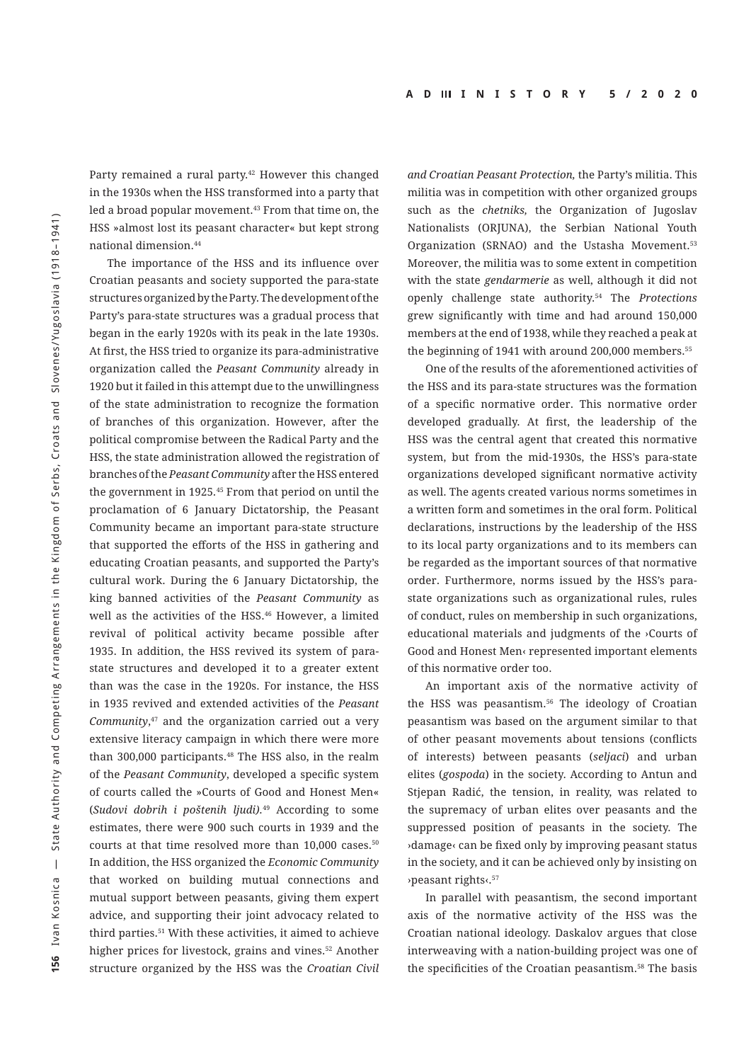Party remained a rural party.[42] However this changed in the 1930s when the HSS transformed into a party that led a broad popular movement.[43] From that time on, the HSS »almost lost its peasant character« but kept strong national dimension.[44]

The importance of the HSS and its influence over Croatian peasants and society supported the para-state structures organized by the Party. The development of the Party's para-state structures was a gradual process that began in the early 1920s with its peak in the late 1930s. At first, the HSS tried to organize its para-administrative organization called the *Peasant Community* already in 1920 but it failed in this attempt due to the unwillingness of the state administration to recognize the formation of branches of this organization. However, after the political compromise between the Radical Party and the HSS, the state administration allowed the registration of branches of the *Peasant Community* after the HSS entered the government in 1925.[45] From that period on until the proclamation of 6 January Dictatorship, the Peasant Community became an important para-state structure that supported the efforts of the HSS in gathering and educating Croatian peasants, and supported the Party's cultural work. During the 6 January Dictatorship, the king banned activities of the *Peasant Community* as well as the activities of the HSS.[46] However, a limited revival of political activity became possible after 1935. In addition, the HSS revived its system of para-state structures and developed it to a greater extent than was the case in the 1920s. For instance, the HSS in 1935 revived and extended activities of the *Peasant Community*,[47] and the organization carried out a very extensive literacy campaign in which there were more than 300,000 participants.[48] The HSS also, in the realm of the *Peasant Community*, developed a specific system of courts called the »Courts of Good and Honest Men« (*Sudovi dobrih i poštenih ljudi).*[49] According to some estimates, there were 900 such courts in 1939 and the courts at that time resolved more than 10,000 cases.[50] In addition, the HSS organized the *Economic Community* that worked on building mutual connections and mutual support between peasants, giving them expert advice, and supporting their joint advocacy related to third parties.[51] With these activities, it aimed to achieve higher prices for livestock, grains and vines.[52] Another structure organized by the HSS was the *Croatian Civil and Croatian Peasant Protection*, the Party's militia. This militia was in competition with other organized groups such as the *chetniks,* the Organization of Jugoslav Nationalists (ORJUNA), the Serbian National Youth Organization (SRNAO) and the Ustasha Movement.[53] Moreover, the militia was to some extent in competition with the state *gendarmerie* as well, although it did not openly challenge state authority.[54] The *Protections* grew significantly with time and had around 150,000 members at the end of 1938, while they reached a peak at the beginning of 1941 with around 200,000 members.[55]

One of the results of the aforementioned activities of the HSS and its para-state structures was the formation of a specific normative order. This normative order developed gradually. At first, the leadership of the HSS was the central agent that created this normative system, but from the mid-1930s, the HSS's para-state organizations developed significant normative activity as well. The agents created various norms sometimes in a written form and sometimes in the oral form. Political declarations, instructions by the leadership of the HSS to its local party organizations and to its members can be regarded as the important sources of that normative order. Furthermore, norms issued by the HSS's para-state organizations such as organizational rules, rules of conduct, rules on membership in such organizations, educational materials and judgments of the ›Courts of Good and Honest Men‹ represented important elements of this normative order too.

An important axis of the normative activity of the HSS was peasantism.[56] The ideology of Croatian peasantism was based on the argument similar to that of other peasant movements about tensions (conflicts of interests) between peasants (*seljaci*) and urban elites (*gospoda*) in the society. According to Antun and Stjepan Radić, the tension, in reality, was related to the supremacy of urban elites over peasants and the suppressed position of peasants in the society. The ›damage‹ can be fixed only by improving peasant status in the society, and it can be achieved only by insisting on ›peasant rights‹.[57]

In parallel with peasantism, the second important axis of the normative activity of the HSS was the Croatian national ideology. Daskalov argues that close interweaving with a nation-building project was one of the specificities of the Croatian peasantism.[58] The basis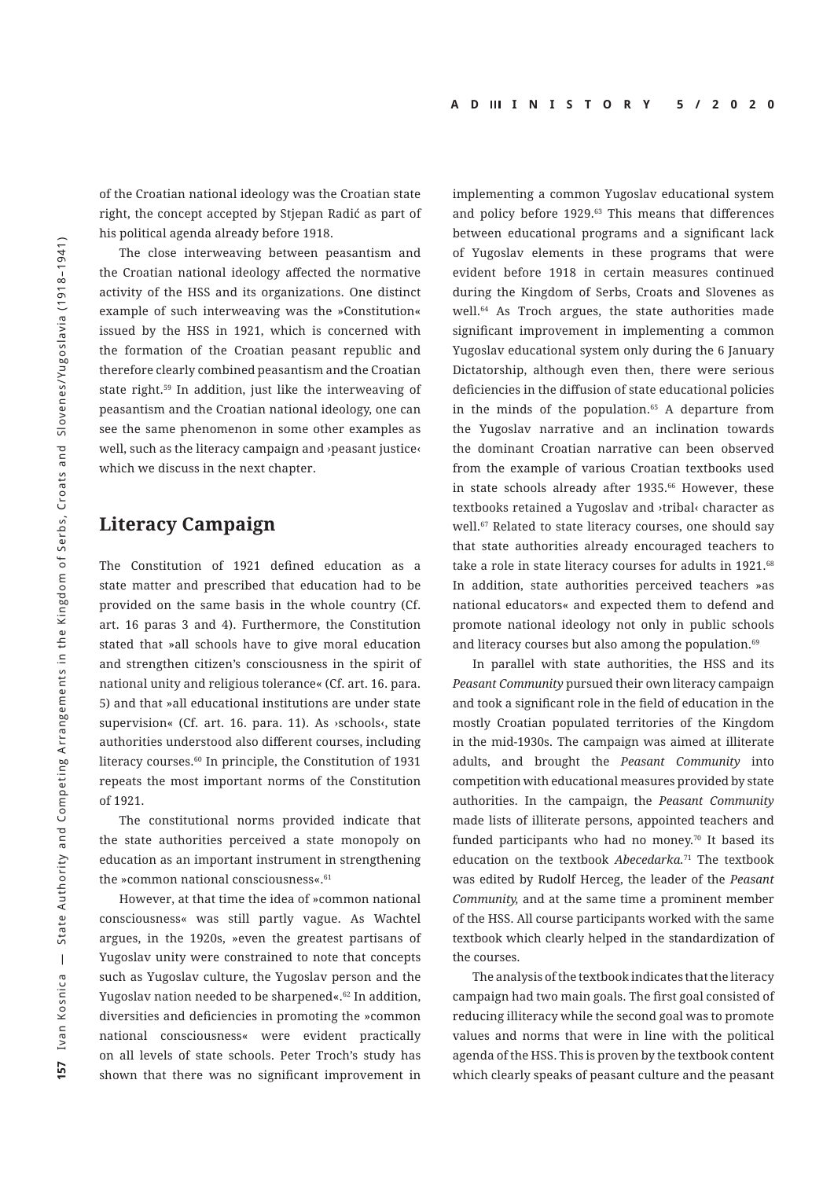of the Croatian national ideology was the Croatian state right, the concept accepted by Stjepan Radić as part of his political agenda already before 1918.

The close interweaving between peasantism and the Croatian national ideology affected the normative activity of the HSS and its organizations. One distinct example of such interweaving was the »Constitution« issued by the HSS in 1921, which is concerned with the formation of the Croatian peasant republic and therefore clearly combined peasantism and the Croatian state right.[59] In addition, just like the interweaving of peasantism and the Croatian national ideology, one can see the same phenomenon in some other examples as well, such as the literacy campaign and ›peasant justice‹ which we discuss in the next chapter.

## Literacy Campaign

The Constitution of 1921 defined education as a state matter and prescribed that education had to be provided on the same basis in the whole country (Cf. art. 16 paras 3 and 4). Furthermore, the Constitution stated that »all schools have to give moral education and strengthen citizen's consciousness in the spirit of national unity and religious tolerance« (Cf. art. 16. para. 5) and that »all educational institutions are under state supervision« (Cf. art. 16. para. 11). As ›schools‹, state authorities understood also different courses, including literacy courses.[60] In principle, the Constitution of 1931 repeats the most important norms of the Constitution of 1921.

The constitutional norms provided indicate that the state authorities perceived a state monopoly on education as an important instrument in strengthening the »common national consciousness«.[61]

However, at that time the idea of »common national consciousness« was still partly vague. As Wachtel argues, in the 1920s, »even the greatest partisans of Yugoslav unity were constrained to note that concepts such as Yugoslav culture, the Yugoslav person and the Yugoslav nation needed to be sharpened«.[62] In addition, diversities and deficiencies in promoting the »common national consciousness« were evident practically on all levels of state schools. Peter Troch's study has shown that there was no significant improvement in implementing a common Yugoslav educational system and policy before 1929.[63] This means that differences between educational programs and a significant lack of Yugoslav elements in these programs that were evident before 1918 in certain measures continued during the Kingdom of Serbs, Croats and Slovenes as well.[64] As Troch argues, the state authorities made significant improvement in implementing a common Yugoslav educational system only during the 6 January Dictatorship, although even then, there were serious deficiencies in the diffusion of state educational policies in the minds of the population.[65] A departure from the Yugoslav narrative and an inclination towards the dominant Croatian narrative can been observed from the example of various Croatian textbooks used in state schools already after 1935.[66] However, these textbooks retained a Yugoslav and ›tribal‹ character as well.[67] Related to state literacy courses, one should say that state authorities already encouraged teachers to take a role in state literacy courses for adults in 1921.[68] In addition, state authorities perceived teachers »as national educators« and expected them to defend and promote national ideology not only in public schools and literacy courses but also among the population.[69]

In parallel with state authorities, the HSS and its *Peasant Community* pursued their own literacy campaign and took a significant role in the field of education in the mostly Croatian populated territories of the Kingdom in the mid-1930s. The campaign was aimed at illiterate adults, and brought the *Peasant Community* into competition with educational measures provided by state authorities. In the campaign, the *Peasant Community* made lists of illiterate persons, appointed teachers and funded participants who had no money.[70] It based its education on the textbook *Abecedarka*.[71] The textbook was edited by Rudolf Herceg, the leader of the *Peasant Community*, and at the same time a prominent member of the HSS. All course participants worked with the same textbook which clearly helped in the standardization of the courses.

The analysis of the textbook indicates that the literacy campaign had two main goals. The first goal consisted of reducing illiteracy while the second goal was to promote values and norms that were in line with the political agenda of the HSS. This is proven by the textbook content which clearly speaks of peasant culture and the peasant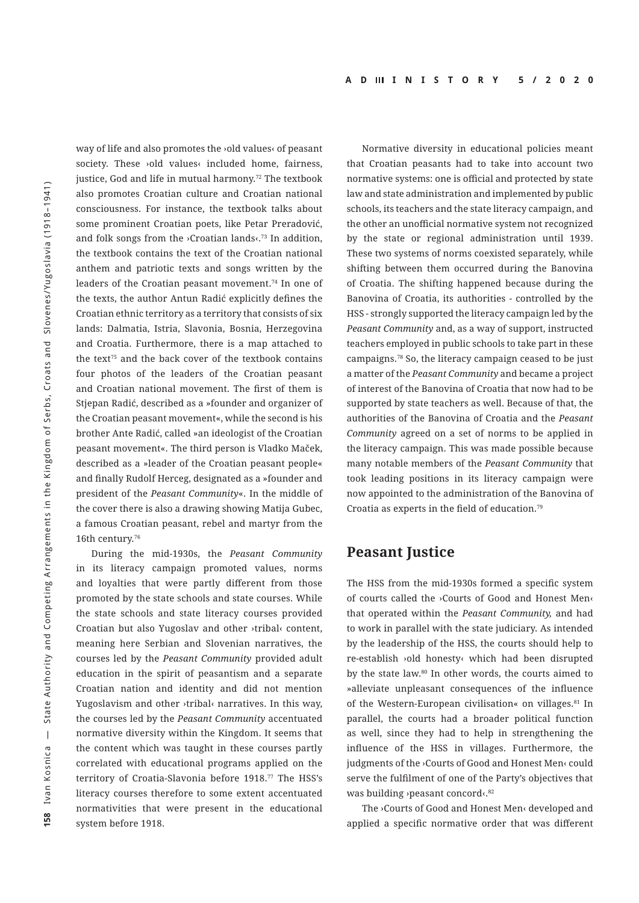way of life and also promotes the ›old values‹ of peasant society. These ›old values‹ included home, fairness, justice, God and life in mutual harmony.[72] The textbook also promotes Croatian culture and Croatian national consciousness. For instance, the textbook talks about some prominent Croatian poets, like Petar Preradović, and folk songs from the ›Croatian lands‹.[73] In addition, the textbook contains the text of the Croatian national anthem and patriotic texts and songs written by the leaders of the Croatian peasant movement.[74] In one of the texts, the author Antun Radić explicitly defines the Croatian ethnic territory as a territory that consists of six lands: Dalmatia, Istria, Slavonia, Bosnia, Herzegovina and Croatia. Furthermore, there is a map attached to the text[75] and the back cover of the textbook contains four photos of the leaders of the Croatian peasant and Croatian national movement. The first of them is Stjepan Radić, described as a »founder and organizer of the Croatian peasant movement«, while the second is his brother Ante Radić, called »an ideologist of the Croatian peasant movement«. The third person is Vladko Maček, described as a »leader of the Croatian peasant people« and finally Rudolf Herceg, designated as a »founder and president of the *Peasant Community*«. In the middle of the cover there is also a drawing showing Matija Gubec, a famous Croatian peasant, rebel and martyr from the 16th century.[76]

During the mid-1930s, the *Peasant Community* in its literacy campaign promoted values, norms and loyalties that were partly different from those promoted by the state schools and state courses. While the state schools and state literacy courses provided Croatian but also Yugoslav and other ›tribal‹ content, meaning here Serbian and Slovenian narratives, the courses led by the *Peasant Community* provided adult education in the spirit of peasantism and a separate Croatian nation and identity and did not mention Yugoslavism and other ›tribal‹ narratives. In this way, the courses led by the *Peasant Community* accentuated normative diversity within the Kingdom. It seems that the content which was taught in these courses partly correlated with educational programs applied on the territory of Croatia-Slavonia before 1918.[77] The HSS's literacy courses therefore to some extent accentuated normativities that were present in the educational system before 1918.

Normative diversity in educational policies meant that Croatian peasants had to take into account two normative systems: one is official and protected by state law and state administration and implemented by public schools, its teachers and the state literacy campaign, and the other an unofficial normative system not recognized by the state or regional administration until 1939. These two systems of norms coexisted separately, while shifting between them occurred during the Banovina of Croatia. The shifting happened because during the Banovina of Croatia, its authorities - controlled by the HSS - strongly supported the literacy campaign led by the *Peasant Community* and, as a way of support, instructed teachers employed in public schools to take part in these campaigns.[78] So, the literacy campaign ceased to be just a matter of the *Peasant Community* and became a project of interest of the Banovina of Croatia that now had to be supported by state teachers as well. Because of that, the authorities of the Banovina of Croatia and the *Peasant Community* agreed on a set of norms to be applied in the literacy campaign. This was made possible because many notable members of the *Peasant Community* that took leading positions in its literacy campaign were now appointed to the administration of the Banovina of Croatia as experts in the field of education.[79]

## Peasant Justice

The HSS from the mid-1930s formed a specific system of courts called the ›Courts of Good and Honest Men‹ that operated within the *Peasant Community*, and had to work in parallel with the state judiciary. As intended by the leadership of the HSS, the courts should help to re-establish ›old honesty‹ which had been disrupted by the state law.[80] In other words, the courts aimed to »alleviate unpleasant consequences of the influence of the Western-European civilisation« on villages.[81] In parallel, the courts had a broader political function as well, since they had to help in strengthening the influence of the HSS in villages. Furthermore, the judgments of the ›Courts of Good and Honest Men‹ could serve the fulfilment of one of the Party's objectives that was building ›peasant concord‹.[82]

The ›Courts of Good and Honest Men‹ developed and applied a specific normative order that was different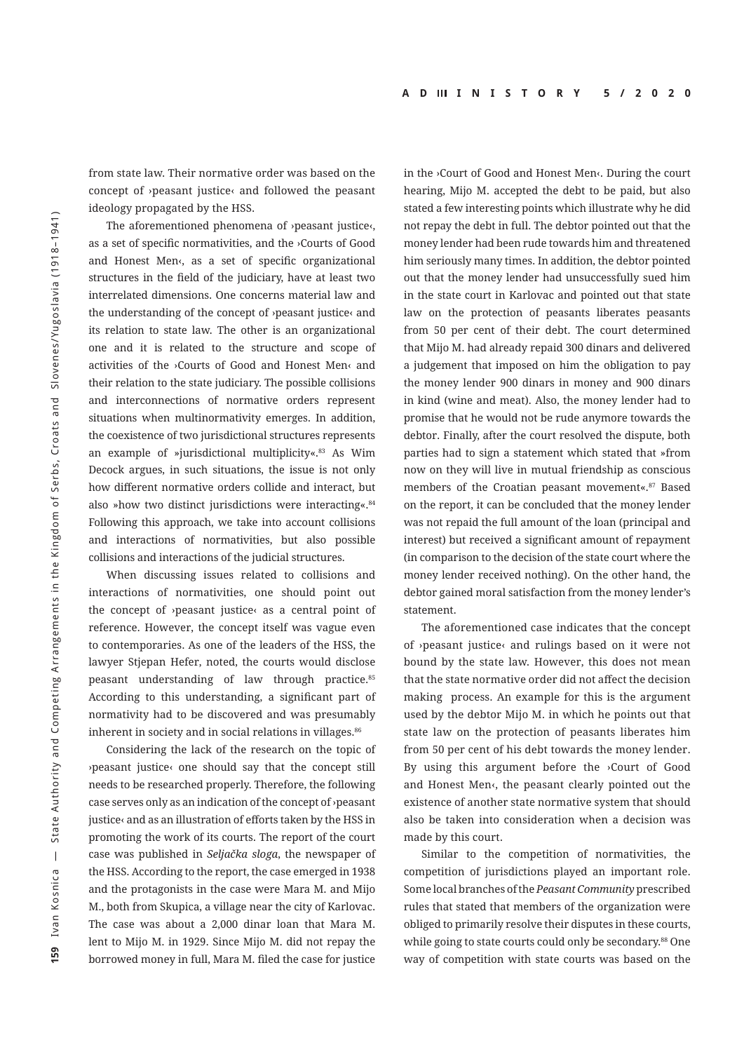from state law. Their normative order was based on the concept of ›peasant justice‹ and followed the peasant ideology propagated by the HSS.

The aforementioned phenomena of ›peasant justice‹, as a set of specific normativities, and the ›Courts of Good and Honest Men‹, as a set of specific organizational structures in the field of the judiciary, have at least two interrelated dimensions. One concerns material law and the understanding of the concept of ›peasant justice‹ and its relation to state law. The other is an organizational one and it is related to the structure and scope of activities of the ›Courts of Good and Honest Men‹ and their relation to the state judiciary. The possible collisions and interconnections of normative orders represent situations when multinormativity emerges. In addition, the coexistence of two jurisdictional structures represents an example of »jurisdictional multiplicity«.[83] As Wim Decock argues, in such situations, the issue is not only how different normative orders collide and interact, but also »how two distinct jurisdictions were interacting«.[84] Following this approach, we take into account collisions and interactions of normativities, but also possible collisions and interactions of the judicial structures.

When discussing issues related to collisions and interactions of normativities, one should point out the concept of ›peasant justice‹ as a central point of reference. However, the concept itself was vague even to contemporaries. As one of the leaders of the HSS, the lawyer Stjepan Hefer, noted, the courts would disclose peasant understanding of law through practice.[85] According to this understanding, a significant part of normativity had to be discovered and was presumably inherent in society and in social relations in villages.[86]

Considering the lack of the research on the topic of ›peasant justice‹ one should say that the concept still needs to be researched properly. Therefore, the following case serves only as an indication of the concept of ›peasant justice‹ and as an illustration of efforts taken by the HSS in promoting the work of its courts. The report of the court case was published in *Seljačka sloga*, the newspaper of the HSS. According to the report, the case emerged in 1938 and the protagonists in the case were Mara M. and Mijo M., both from Skupica, a village near the city of Karlovac. The case was about a 2,000 dinar loan that Mara M. lent to Mijo M. in 1929. Since Mijo M. did not repay the borrowed money in full, Mara M. filed the case for justice in the ›Court of Good and Honest Men‹. During the court hearing, Mijo M. accepted the debt to be paid, but also stated a few interesting points which illustrate why he did not repay the debt in full. The debtor pointed out that the money lender had been rude towards him and threatened him seriously many times. In addition, the debtor pointed out that the money lender had unsuccessfully sued him in the state court in Karlovac and pointed out that state law on the protection of peasants liberates peasants from 50 per cent of their debt. The court determined that Mijo M. had already repaid 300 dinars and delivered a judgement that imposed on him the obligation to pay the money lender 900 dinars in money and 900 dinars in kind (wine and meat). Also, the money lender had to promise that he would not be rude anymore towards the debtor. Finally, after the court resolved the dispute, both parties had to sign a statement which stated that »from now on they will live in mutual friendship as conscious members of the Croatian peasant movement«.[87] Based on the report, it can be concluded that the money lender was not repaid the full amount of the loan (principal and interest) but received a significant amount of repayment (in comparison to the decision of the state court where the money lender received nothing). On the other hand, the debtor gained moral satisfaction from the money lender's statement.

The aforementioned case indicates that the concept of ›peasant justice‹ and rulings based on it were not bound by the state law. However, this does not mean that the state normative order did not affect the decision making process. An example for this is the argument used by the debtor Mijo M. in which he points out that state law on the protection of peasants liberates him from 50 per cent of his debt towards the money lender. By using this argument before the ›Court of Good and Honest Men‹, the peasant clearly pointed out the existence of another state normative system that should also be taken into consideration when a decision was made by this court.

Similar to the competition of normativities, the competition of jurisdictions played an important role. Some local branches of the *Peasant Community* prescribed rules that stated that members of the organization were obliged to primarily resolve their disputes in these courts, while going to state courts could only be secondary.[88] One way of competition with state courts was based on the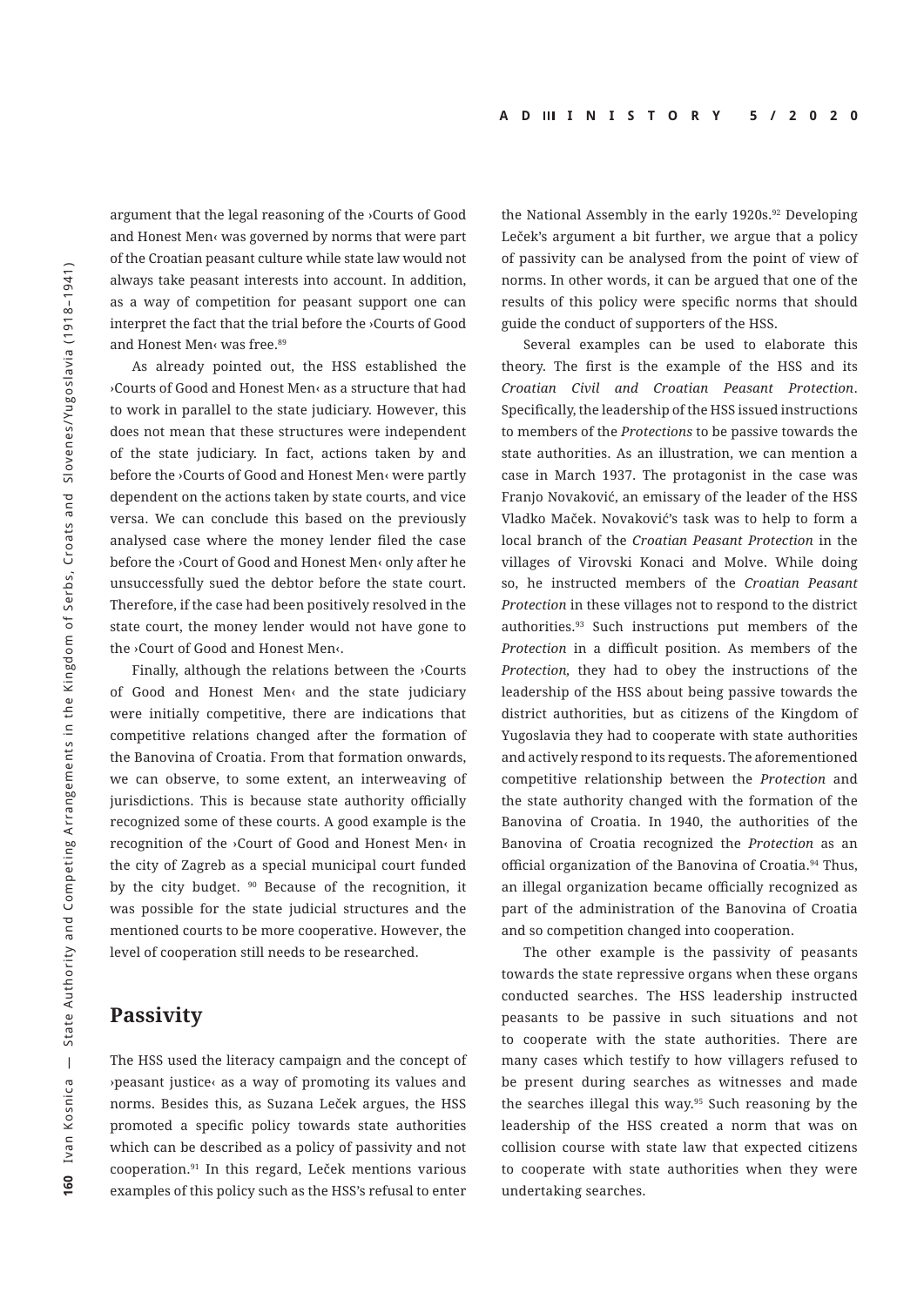argument that the legal reasoning of the ›Courts of Good and Honest Men‹ was governed by norms that were part of the Croatian peasant culture while state law would not always take peasant interests into account. In addition, as a way of competition for peasant support one can interpret the fact that the trial before the ›Courts of Good and Honest Men‹ was free.[89]

As already pointed out, the HSS established the ›Courts of Good and Honest Men‹ as a structure that had to work in parallel to the state judiciary. However, this does not mean that these structures were independent of the state judiciary. In fact, actions taken by and before the ›Courts of Good and Honest Men‹ were partly dependent on the actions taken by state courts, and vice versa. We can conclude this based on the previously analysed case where the money lender filed the case before the ›Court of Good and Honest Men‹ only after he unsuccessfully sued the debtor before the state court. Therefore, if the case had been positively resolved in the state court, the money lender would not have gone to the ›Court of Good and Honest Men‹.

Finally, although the relations between the ›Courts of Good and Honest Men‹ and the state judiciary were initially competitive, there are indications that competitive relations changed after the formation of the Banovina of Croatia. From that formation onwards, we can observe, to some extent, an interweaving of jurisdictions. This is because state authority officially recognized some of these courts. A good example is the recognition of the ›Court of Good and Honest Men‹ in the city of Zagreb as a special municipal court funded by the city budget. [90] Because of the recognition, it was possible for the state judicial structures and the mentioned courts to be more cooperative. However, the level of cooperation still needs to be researched.

## Passivity

The HSS used the literacy campaign and the concept of ›peasant justice‹ as a way of promoting its values and norms. Besides this, as Suzana Leček argues, the HSS promoted a specific policy towards state authorities which can be described as a policy of passivity and not cooperation.[91] In this regard, Leček mentions various examples of this policy such as the HSS's refusal to enter the National Assembly in the early 1920s.[92] Developing Leček's argument a bit further, we argue that a policy of passivity can be analysed from the point of view of norms. In other words, it can be argued that one of the results of this policy were specific norms that should guide the conduct of supporters of the HSS.

Several examples can be used to elaborate this theory. The first is the example of the HSS and its *Croatian Civil and Croatian Peasant Protection*. Specifically, the leadership of the HSS issued instructions to members of the *Protections* to be passive towards the state authorities. As an illustration, we can mention a case in March 1937. The protagonist in the case was Franjo Novaković, an emissary of the leader of the HSS Vladko Maček. Novaković's task was to help to form a local branch of the *Croatian Peasant Protection* in the villages of Virovski Konaci and Molve. While doing so, he instructed members of the *Croatian Peasant Protection* in these villages not to respond to the district authorities.[93] Such instructions put members of the *Protection* in a difficult position. As members of the *Protection,* they had to obey the instructions of the leadership of the HSS about being passive towards the district authorities, but as citizens of the Kingdom of Yugoslavia they had to cooperate with state authorities and actively respond to its requests. The aforementioned competitive relationship between the *Protection* and the state authority changed with the formation of the Banovina of Croatia. In 1940, the authorities of the Banovina of Croatia recognized the *Protection* as an official organization of the Banovina of Croatia.[94] Thus, an illegal organization became officially recognized as part of the administration of the Banovina of Croatia and so competition changed into cooperation.

The other example is the passivity of peasants towards the state repressive organs when these organs conducted searches. The HSS leadership instructed peasants to be passive in such situations and not to cooperate with the state authorities. There are many cases which testify to how villagers refused to be present during searches as witnesses and made the searches illegal this way.[95] Such reasoning by the leadership of the HSS created a norm that was on collision course with state law that expected citizens to cooperate with state authorities when they were undertaking searches.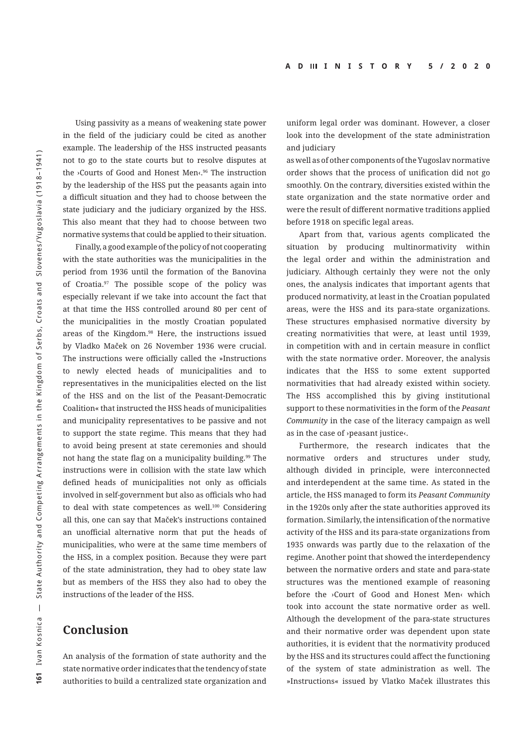Using passivity as a means of weakening state power in the field of the judiciary could be cited as another example. The leadership of the HSS instructed peasants not to go to the state courts but to resolve disputes at the ›Courts of Good and Honest Men‹.[96] The instruction by the leadership of the HSS put the peasants again into a difficult situation and they had to choose between the state judiciary and the judiciary organized by the HSS. This also meant that they had to choose between two normative systems that could be applied to their situation.

Finally, a good example of the policy of not cooperating with the state authorities was the municipalities in the period from 1936 until the formation of the Banovina of Croatia.[97] The possible scope of the policy was especially relevant if we take into account the fact that at that time the HSS controlled around 80 per cent of the municipalities in the mostly Croatian populated areas of the Kingdom.[98] Here, the instructions issued by Vladko Maček on 26 November 1936 were crucial. The instructions were officially called the »Instructions to newly elected heads of municipalities and to representatives in the municipalities elected on the list of the HSS and on the list of the Peasant-Democratic Coalition« that instructed the HSS heads of municipalities and municipality representatives to be passive and not to support the state regime. This means that they had to avoid being present at state ceremonies and should not hang the state flag on a municipality building.[99] The instructions were in collision with the state law which defined heads of municipalities not only as officials involved in self-government but also as officials who had to deal with state competences as well.[100] Considering all this, one can say that Maček's instructions contained an unofficial alternative norm that put the heads of municipalities, who were at the same time members of the HSS, in a complex position. Because they were part of the state administration, they had to obey state law but as members of the HSS they also had to obey the instructions of the leader of the HSS.

## Conclusion

An analysis of the formation of state authority and the state normative order indicates that the tendency of state authorities to build a centralized state organization and uniform legal order was dominant. However, a closer look into the development of the state administration and judiciary as well as of other components of the Yugoslav normative order shows that the process of unification did not go smoothly. On the contrary, diversities existed within the state organization and the state normative order and were the result of different normative traditions applied before 1918 on specific legal areas.

Apart from that, various agents complicated the situation by producing multinormativity within the legal order and within the administration and judiciary. Although certainly they were not the only ones, the analysis indicates that important agents that produced normativity, at least in the Croatian populated areas, were the HSS and its para-state organizations. These structures emphasised normative diversity by creating normativities that were, at least until 1939, in competition with and in certain measure in conflict with the state normative order. Moreover, the analysis indicates that the HSS to some extent supported normativities that had already existed within society. The HSS accomplished this by giving institutional support to these normativities in the form of the *Peasant Community* in the case of the literacy campaign as well as in the case of ›peasant justice‹.

Furthermore, the research indicates that the normative orders and structures under study, although divided in principle, were interconnected and interdependent at the same time. As stated in the article, the HSS managed to form its *Peasant Community* in the 1920s only after the state authorities approved its formation. Similarly, the intensification of the normative activity of the HSS and its para-state organizations from 1935 onwards was partly due to the relaxation of the regime. Another point that showed the interdependency between the normative orders and state and para-state structures was the mentioned example of reasoning before the ›Court of Good and Honest Men‹ which took into account the state normative order as well. Although the development of the para-state structures and their normative order was dependent upon state authorities, it is evident that the normativity produced by the HSS and its structures could affect the functioning of the system of state administration as well. The »Instructions« issued by Vlatko Maček illustrates this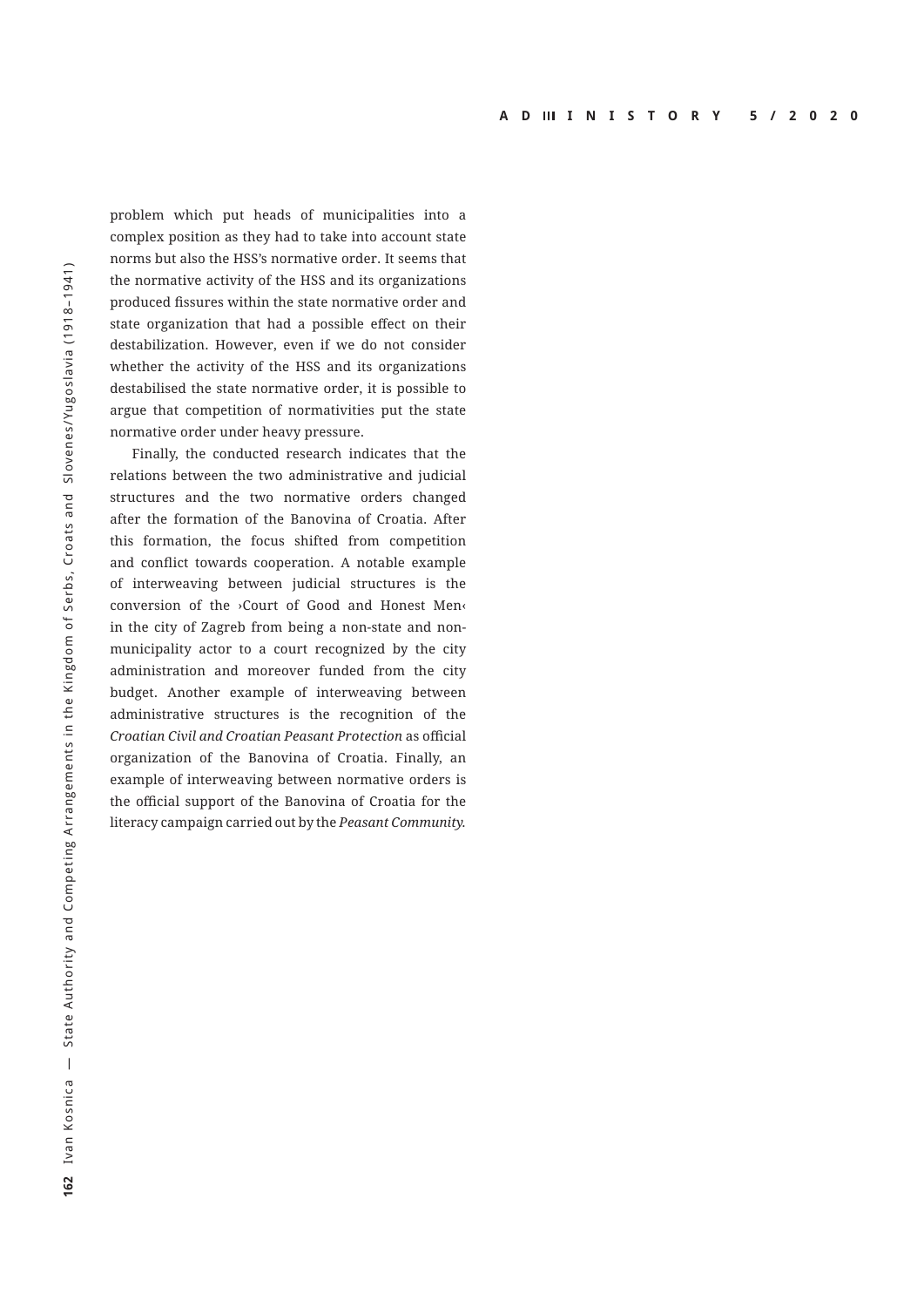problem which put heads of municipalities into a complex position as they had to take into account state norms but also the HSS's normative order. It seems that the normative activity of the HSS and its organizations produced fissures within the state normative order and state organization that had a possible effect on their destabilization. However, even if we do not consider whether the activity of the HSS and its organizations destabilised the state normative order, it is possible to argue that competition of normativities put the state normative order under heavy pressure.

Finally, the conducted research indicates that the relations between the two administrative and judicial structures and the two normative orders changed after the formation of the Banovina of Croatia. After this formation, the focus shifted from competition and conflict towards cooperation. A notable example of interweaving between judicial structures is the conversion of the ›Court of Good and Honest Men‹ in the city of Zagreb from being a non-state and non-municipality actor to a court recognized by the city administration and moreover funded from the city budget. Another example of interweaving between administrative structures is the recognition of the *Croatian Civil and Croatian Peasant Protection* as official organization of the Banovina of Croatia. Finally, an example of interweaving between normative orders is the official support of the Banovina of Croatia for the literacy campaign carried out by the *Peasant Community*.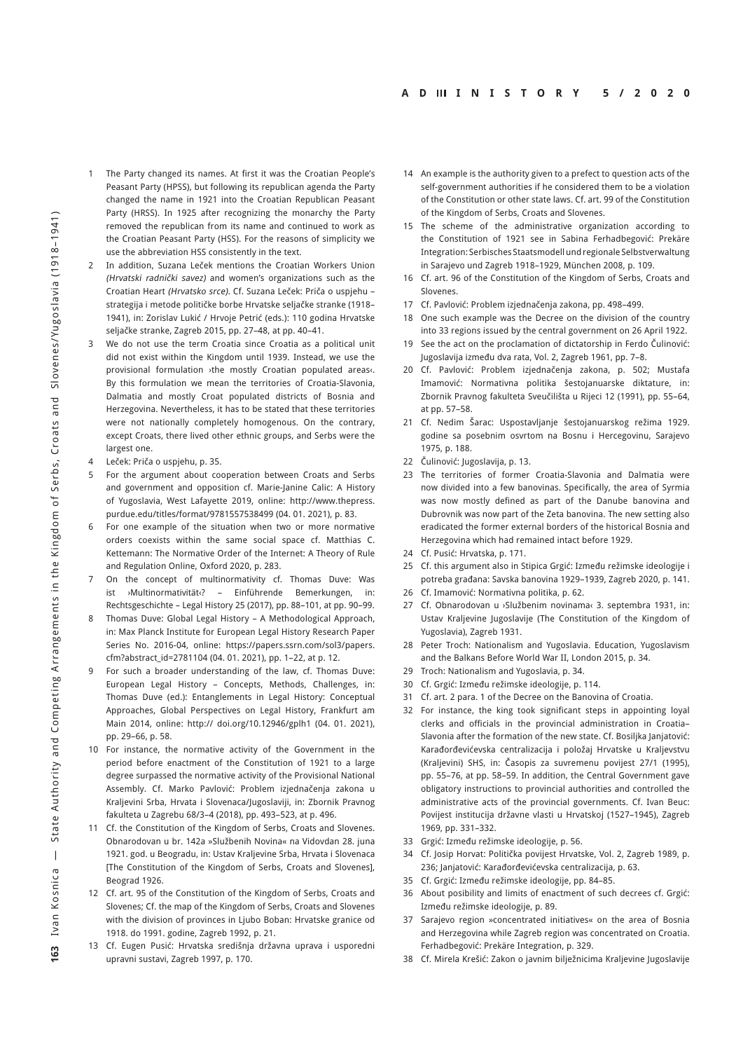1 The Party changed its names. At first it was the Croatian People's Peasant Party (HPSS), but following its republican agenda the Party changed the name in 1921 into the Croatian Republican Peasant Party (HRSS). In 1925 after recognizing the monarchy the Party removed the republican from its name and continued to work as the Croatian Peasant Party (HSS). For the reasons of simplicity we use the abbreviation HSS consistently in the text.

2 In addition, Suzana Leček mentions the Croatian Workers Union *(Hrvatski radnički savez)* and women's organizations such as the Croatian Heart *(Hrvatsko srce)*. Cf. Suzana Leček: Priča o uspjehu – strategija i metode političke borbe Hrvatske seljačke stranke (1918–1941), in: Zorislav Lukić / Hrvoje Petrić (eds.): 110 godina Hrvatske seljačke stranke, Zagreb 2015, pp. 27–48, at pp. 40–41.

3 We do not use the term Croatia since Croatia as a political unit did not exist within the Kingdom until 1939. Instead, we use the provisional formulation ›the mostly Croatian populated areas‹. By this formulation we mean the territories of Croatia-Slavonia, Dalmatia and mostly Croat populated districts of Bosnia and Herzegovina. Nevertheless, it has to be stated that these territories were not nationally completely homogenous. On the contrary, except Croats, there lived other ethnic groups, and Serbs were the largest one.

4 Leček: Priča o uspjehu, p. 35.

5 For the argument about cooperation between Croats and Serbs and government and opposition cf. Marie-Janine Calic: A History of Yugoslavia, West Lafayette 2019, online: http://www.thepress.purdue.edu/titles/format/9781557538499 (04. 01. 2021), p. 83.

6 For one example of the situation when two or more normative orders coexists within the same social space cf. Matthias C. Kettemann: The Normative Order of the Internet: A Theory of Rule and Regulation Online, Oxford 2020, p. 283.

7 On the concept of multinormativity cf. Thomas Duve: Was ist ›Multinormativität‹? – Einführende Bemerkungen, in: Rechtsgeschichte – Legal History 25 (2017), pp. 88–101, at pp. 90–99.

8 Thomas Duve: Global Legal History – A Methodological Approach, in: Max Planck Institute for European Legal History Research Paper Series No. 2016-04, online: https://papers.ssrn.com/sol3/papers.cfm?abstract_id=2781104 (04. 01. 2021), pp. 1–22, at p. 12.

9 For such a broader understanding of the law, cf. Thomas Duve: European Legal History – Concepts, Methods, Challenges, in: Thomas Duve (ed.): Entanglements in Legal History: Conceptual Approaches, Global Perspectives on Legal History, Frankfurt am Main 2014, online: http:// doi.org/10.12946/gplh1 (04. 01. 2021), pp. 29–66, p. 58.

10 For instance, the normative activity of the Government in the period before enactment of the Constitution of 1921 to a large degree surpassed the normative activity of the Provisional National Assembly. Cf. Marko Pavlović: Problem izjednačenja zakona u Kraljevini Srba, Hrvata i Slovenaca/Jugoslaviji, in: Zbornik Pravnog fakulteta u Zagrebu 68/3–4 (2018), pp. 493–523, at p. 496.

11 Cf. the Constitution of the Kingdom of Serbs, Croats and Slovenes. Obnarodovan u br. 142a »Službenih Novina« na Vidovdan 28. juna 1921. god. u Beogradu, in: Ustav Kraljevine Srba, Hrvata i Slovenaca [The Constitution of the Kingdom of Serbs, Croats and Slovenes], Beograd 1926.

12 Cf. art. 95 of the Constitution of the Kingdom of Serbs, Croats and Slovenes; Cf. the map of the Kingdom of Serbs, Croats and Slovenes with the division of provinces in Ljubo Boban: Hrvatske granice od 1918. do 1991. godine, Zagreb 1992, p. 21.

13 Cf. Eugen Pusić: Hrvatska središnja državna uprava i usporedni upravni sustavi, Zagreb 1997, p. 170.

14 An example is the authority given to a prefect to question acts of the self-government authorities if he considered them to be a violation of the Constitution or other state laws. Cf. art. 99 of the Constitution of the Kingdom of Serbs, Croats and Slovenes.

15 The scheme of the administrative organization according to the Constitution of 1921 see in Sabina Ferhadbegović: Prekäre Integration: Serbisches Staatsmodell und regionale Selbstverwaltung in Sarajevo und Zagreb 1918–1929, München 2008, p. 109.

16 Cf. art. 96 of the Constitution of the Kingdom of Serbs, Croats and Slovenes.

17 Cf. Pavlović: Problem izjednačenja zakona, pp. 498–499.

18 One such example was the Decree on the division of the country into 33 regions issued by the central government on 26 April 1922.

19 See the act on the proclamation of dictatorship in Ferdo Čulinović: Jugoslavija između dva rata, Vol. 2, Zagreb 1961, pp. 7–8.

20 Cf. Pavlović: Problem izjednačenja zakona, p. 502; Mustafa Imamović: Normativna politika šestojanuarske diktature, in: Zbornik Pravnog fakulteta Sveučilišta u Rijeci 12 (1991), pp. 55–64, at pp. 57–58.

21 Cf. Nedim Šarac: Uspostavljanje šestojanuarskog režima 1929. godine sa posebnim osvrtom na Bosnu i Hercegovinu, Sarajevo 1975, p. 188.

22 Čulinović: Jugoslavija, p. 13.

23 The territories of former Croatia-Slavonia and Dalmatia were now divided into a few banovinas. Specifically, the area of Syrmia was now mostly defined as part of the Danube banovina and Dubrovnik was now part of the Zeta banovina. The new setting also eradicated the former external borders of the historical Bosnia and Herzegovina which had remained intact before 1929.

24 Cf. Pusić: Hrvatska, p. 171.

25 Cf. this argument also in Stipica Grgić: Između režimske ideologije i potreba građana: Savska banovina 1929–1939, Zagreb 2020, p. 141.

26 Cf. Imamović: Normativna politika, p. 62.

27 Cf. Obnarodovan u ›Službenim novinama‹ 3. septembra 1931, in: Ustav Kraljevine Jugoslavije (The Constitution of the Kingdom of Yugoslavia), Zagreb 1931.

28 Peter Troch: Nationalism and Yugoslavia. Education, Yugoslavism and the Balkans Before World War II, London 2015, p. 34.

29 Troch: Nationalism and Yugoslavia, p. 34.

30 Cf. Grgić: Između režimske ideologije, p. 114.

31 Cf. art. 2 para. 1 of the Decree on the Banovina of Croatia.

32 For instance, the king took significant steps in appointing loyal clerks and officials in the provincial administration in Croatia–Slavonia after the formation of the new state. Cf. Bosiljka Janjatović: Karađorđevićevska centralizacija i položaj Hrvatske u Kraljevstvu (Kraljevini) SHS, in: Časopis za suvremenu povijest 27/1 (1995), pp. 55–76, at pp. 58–59. In addition, the Central Government gave obligatory instructions to provincial authorities and controlled the administrative acts of the provincial governments. Cf. Ivan Beuc: Povijest institucija državne vlasti u Hrvatskoj (1527–1945), Zagreb 1969, pp. 331–332.

33 Grgić: Između režimske ideologije, p. 56.

34 Cf. Josip Horvat: Politička povijest Hrvatske, Vol. 2, Zagreb 1989, p. 236; Janjatović: Karađorđevićevska centralizacija, p. 63.

35 Cf. Grgić: Između režimske ideologije, pp. 84–85.

36 About posibility and limits of enactment of such decrees cf. Grgić: Između režimske ideologije, p. 89.

37 Sarajevo region »concentrated initiatives« on the area of Bosnia and Herzegovina while Zagreb region was concentrated on Croatia. Ferhadbegović: Prekäre Integration, p. 329.

38 Cf. Mirela Krešić: Zakon o javnim bilježnicima Kraljevine Jugoslavije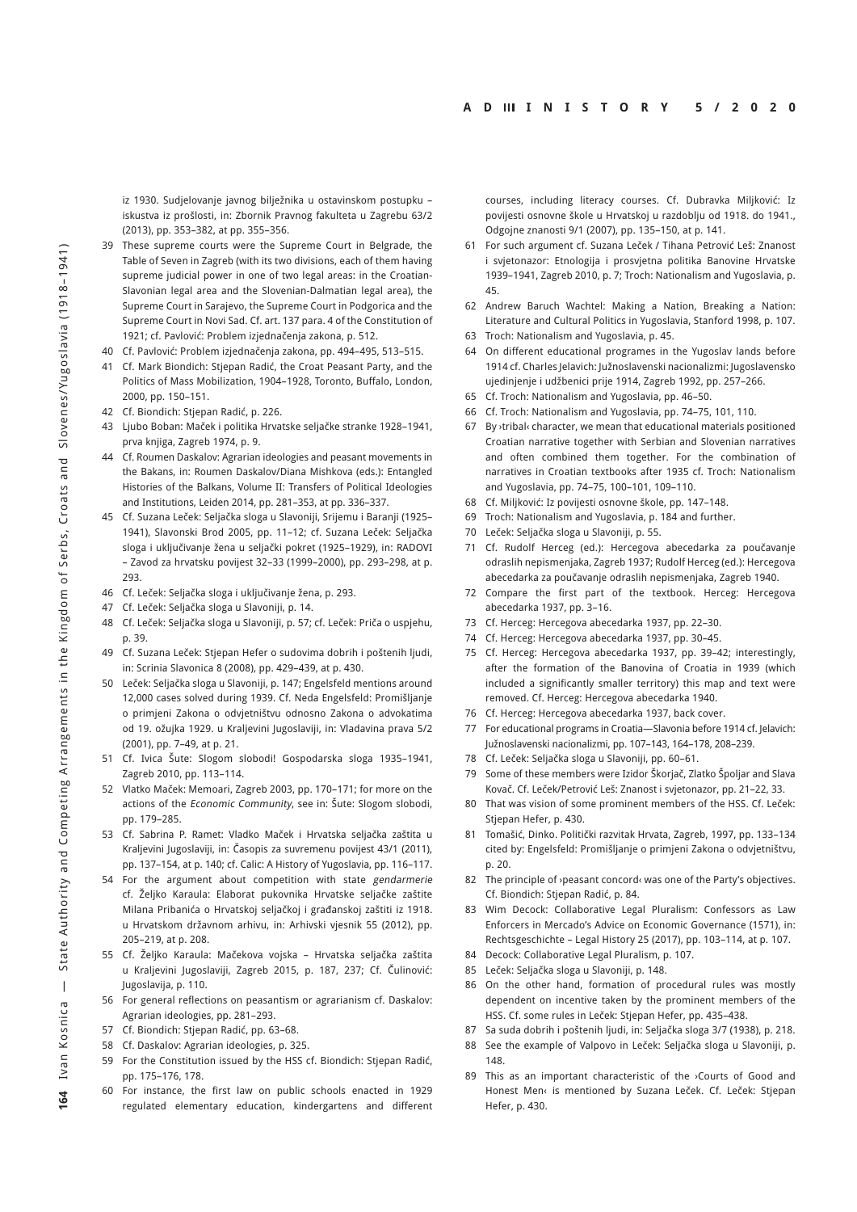iz 1930. Sudjelovanje javnog bilježnika u ostavinskom postupku – iskustva iz prošlosti, in: Zbornik Pravnog fakulteta u Zagrebu 63/2 (2013), pp. 353–382, at pp. 355–356.

39 These supreme courts were the Supreme Court in Belgrade, the Table of Seven in Zagreb (with its two divisions, each of them having supreme judicial power in one of two legal areas: in the Croatian-Slavonian legal area and the Slovenian-Dalmatian legal area), the Supreme Court in Sarajevo, the Supreme Court in Podgorica and the Supreme Court in Novi Sad. Cf. art. 137 para. 4 of the Constitution of 1921; cf. Pavlović: Problem izjednačenja zakona, p. 512.

40 Cf. Pavlović: Problem izjednačenja zakona, pp. 494–495, 513–515.

41 Cf. Mark Biondich: Stjepan Radić, the Croat Peasant Party, and the Politics of Mass Mobilization, 1904–1928, Toronto, Buffalo, London, 2000, pp. 150–151.

42 Cf. Biondich: Stjepan Radić, p. 226.

43 Ljubo Boban: Maček i politika Hrvatske seljačke stranke 1928–1941, prva knjiga, Zagreb 1974, p. 9.

44 Cf. Roumen Daskalov: Agrarian ideologies and peasant movements in the Bakans, in: Roumen Daskalov/Diana Mishkova (eds.): Entangled Histories of the Balkans, Volume II: Transfers of Political Ideologies and Institutions, Leiden 2014, pp. 281–353, at pp. 336–337.

45 Cf. Suzana Leček: Seljačka sloga u Slavoniji, Srijemu i Baranji (1925–1941), Slavonski Brod 2005, pp. 11–12; cf. Suzana Leček: Seljačka sloga i uključivanje žena u seljački pokret (1925–1929), in: RADOVI – Zavod za hrvatsku povijest 32–33 (1999–2000), pp. 293–298, at p. 293.

46 Cf. Leček: Seljačka sloga i uključivanje žena, p. 293.

47 Cf. Leček: Seljačka sloga u Slavoniji, p. 14.

48 Cf. Leček: Seljačka sloga u Slavoniji, p. 57; cf. Leček: Priča o uspjehu, p. 39.

49 Cf. Suzana Leček: Stjepan Hefer o sudovima dobrih i poštenih ljudi, in: Scrinia Slavonica 8 (2008), pp. 429–439, at p. 430.

50 Leček: Seljačka sloga u Slavoniji, p. 147; Engelsfeld mentions around 12,000 cases solved during 1939. Cf. Neda Engelsfeld: Promišljanje o primjeni Zakona o odvjetništvu odnosno Zakona o advokatima od 19. ožujka 1929. u Kraljevini Jugoslaviji, in: Vladavina prava 5/2 (2001), pp. 7–49, at p. 21.

51 Cf. Ivica Šute: Slogom slobodi! Gospodarska sloga 1935–1941, Zagreb 2010, pp. 113–114.

52 Vlatko Maček: Memoari, Zagreb 2003, pp. 170–171; for more on the actions of the *Economic Community*, see in: Šute: Slogom slobodi, pp. 179–285.

53 Cf. Sabrina P. Ramet: Vladko Maček i Hrvatska seljačka zaštita u Kraljevini Jugoslaviji, in: Časopis za suvremenu povijest 43/1 (2011), pp. 137–154, at p. 140; cf. Calic: A History of Yugoslavia, pp. 116–117.

54 For the argument about competition with state *gendarmerie* cf. Željko Karaula: Elaborat pukovnika Hrvatske seljačke zaštite Milana Pribanića o Hrvatskoj seljačkoj i građanskoj zaštiti iz 1918. u Hrvatskom državnom arhivu, in: Arhivski vjesnik 55 (2012), pp. 205–219, at p. 208.

55 Cf. Željko Karaula: Mačekova vojska – Hrvatska seljačka zaštita u Kraljevini Jugoslaviji, Zagreb 2015, p. 187, 237; Cf. Čulinović: Jugoslavija, p. 110.

56 For general reflections on peasantism or agrarianism cf. Daskalov: Agrarian ideologies, pp. 281–293.

57 Cf. Biondich: Stjepan Radić, pp. 63–68.

58 Cf. Daskalov: Agrarian ideologies, p. 325.

59 For the Constitution issued by the HSS cf. Biondich: Stjepan Radić, pp. 175–176, 178.

60 For instance, the first law on public schools enacted in 1929 regulated elementary education, kindergartens and different courses, including literacy courses. Cf. Dubravka Miljković: Iz povijesti osnovne škole u Hrvatskoj u razdoblju od 1918. do 1941., Odgojne znanosti 9/1 (2007), pp. 135–150, at p. 141.

61 For such argument cf. Suzana Leček / Tihana Petrović Leš: Znanost i svjetonazor: Etnologija i prosvjetna politika Banovine Hrvatske 1939–1941, Zagreb 2010, p. 7; Troch: Nationalism and Yugoslavia, p. 45.

62 Andrew Baruch Wachtel: Making a Nation, Breaking a Nation: Literature and Cultural Politics in Yugoslavia, Stanford 1998, p. 107.

63 Troch: Nationalism and Yugoslavia, p. 45.

64 On different educational programes in the Yugoslav lands before 1914 cf. Charles Jelavich: Južnoslavenski nacionalizmi: Jugoslavensko ujedinjenje i udžbenici prije 1914, Zagreb 1992, pp. 257–266.

65 Cf. Troch: Nationalism and Yugoslavia, pp. 46–50.

66 Cf. Troch: Nationalism and Yugoslavia, pp. 74–75, 101, 110.

67 By ›tribal‹ character, we mean that educational materials positioned Croatian narrative together with Serbian and Slovenian narratives and often combined them together. For the combination of narratives in Croatian textbooks after 1935 cf. Troch: Nationalism and Yugoslavia, pp. 74–75, 100–101, 109–110.

68 Cf. Miljković: Iz povijesti osnovne škole, pp. 147–148.

69 Troch: Nationalism and Yugoslavia, p. 184 and further.

70 Leček: Seljačka sloga u Slavoniji, p. 55.

71 Cf. Rudolf Herceg (ed.): Hercegova abecedarka za poučavanje odraslih nepismenjaka, Zagreb 1937; Rudolf Herceg (ed.): Hercegova abecedarka za poučavanje odraslih nepismenjaka, Zagreb 1940.

72 Compare the first part of the textbook. Herceg: Hercegova abecedarka 1937, pp. 3–16.

73 Cf. Herceg: Hercegova abecedarka 1937, pp. 22–30.

74 Cf. Herceg: Hercegova abecedarka 1937, pp. 30–45.

75 Cf. Herceg: Hercegova abecedarka 1937, pp. 39–42; interestingly, after the formation of the Banovina of Croatia in 1939 (which included a significantly smaller territory) this map and text were removed. Cf. Herceg: Hercegova abecedarka 1940.

76 Cf. Herceg: Hercegova abecedarka 1937, back cover.

77 For educational programs in Croatia—Slavonia before 1914 cf. Jelavich: Južnoslavenski nacionalizmi, pp. 107–143, 164–178, 208–239.

78 Cf. Leček: Seljačka sloga u Slavoniji, pp. 60–61.

79 Some of these members were Izidor Škorjač, Zlatko Špoljar and Slava Kovač. Cf. Leček/Petrović Leš: Znanost i svjetonazor, pp. 21–22, 33.

80 That was vision of some prominent members of the HSS. Cf. Leček: Stjepan Hefer, p. 430.

81 Tomašić, Dinko. Politički razvitak Hrvata, Zagreb, 1997, pp. 133–134 cited by: Engelsfeld: Promišljanje o primjeni Zakona o odvjetništvu, p. 20.

82 The principle of ›peasant concord‹ was one of the Party's objectives. Cf. Biondich: Stjepan Radić, p. 84.

83 Wim Decock: Collaborative Legal Pluralism: Confessors as Law Enforcers in Mercado's Advice on Economic Governance (1571), in: Rechtsgeschichte – Legal History 25 (2017), pp. 103–114, at p. 107.

84 Decock: Collaborative Legal Pluralism, p. 107.

85 Leček: Seljačka sloga u Slavoniji, p. 148.

86 On the other hand, formation of procedural rules was mostly dependent on incentive taken by the prominent members of the HSS. Cf. some rules in Leček: Stjepan Hefer, pp. 435–438.

87 Sa suda dobrih i poštenih ljudi, in: Seljačka sloga 3/7 (1938), p. 218.

88 See the example of Valpovo in Leček: Seljačka sloga u Slavoniji, p. 148.

89 This as an important characteristic of the ›Courts of Good and Honest Men‹ is mentioned by Suzana Leček. Cf. Leček: Stjepan Hefer, p. 430.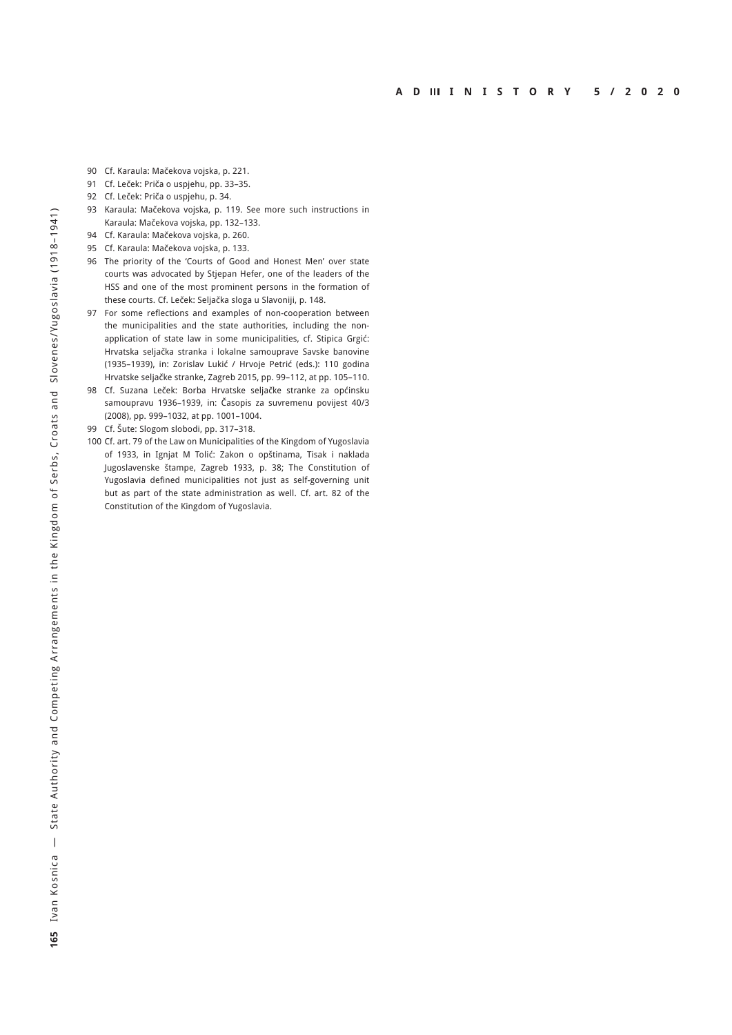90 Cf. Karaula: Mačekova vojska, p. 221.

91 Cf. Leček: Priča o uspjehu, pp. 33–35.

92 Cf. Leček: Priča o uspjehu, p. 34.

93 Karaula: Mačekova vojska, p. 119. See more such instructions in Karaula: Mačekova vojska, pp. 132–133.

94 Cf. Karaula: Mačekova vojska, p. 260.

95 Cf. Karaula: Mačekova vojska, p. 133.

96 The priority of the 'Courts of Good and Honest Men' over state courts was advocated by Stjepan Hefer, one of the leaders of the HSS and one of the most prominent persons in the formation of these courts. Cf. Leček: Seljačka sloga u Slavoniji, p. 148.

97 For some reflections and examples of non-cooperation between the municipalities and the state authorities, including the non-application of state law in some municipalities, cf. Stipica Grgić: Hrvatska seljačka stranka i lokalne samouprave Savske banovine (1935–1939), in: Zorislav Lukić / Hrvoje Petrić (eds.): 110 godina Hrvatske seljačke stranke, Zagreb 2015, pp. 99–112, at pp. 105–110.

98 Cf. Suzana Leček: Borba Hrvatske seljačke stranke za općinsku samoupravu 1936–1939, in: Časopis za suvremenu povijest 40/3 (2008), pp. 999–1032, at pp. 1001–1004.

99 Cf. Šute: Slogom slobodi, pp. 317–318.

100 Cf. art. 79 of the Law on Municipalities of the Kingdom of Yugoslavia of 1933, in Ignjat M Tolić: Zakon o opštinama, Tisak i naklada Jugoslavenske štampe, Zagreb 1933, p. 38; The Constitution of Yugoslavia defined municipalities not just as self-governing unit but as part of the state administration as well. Cf. art. 82 of the Constitution of the Kingdom of Yugoslavia.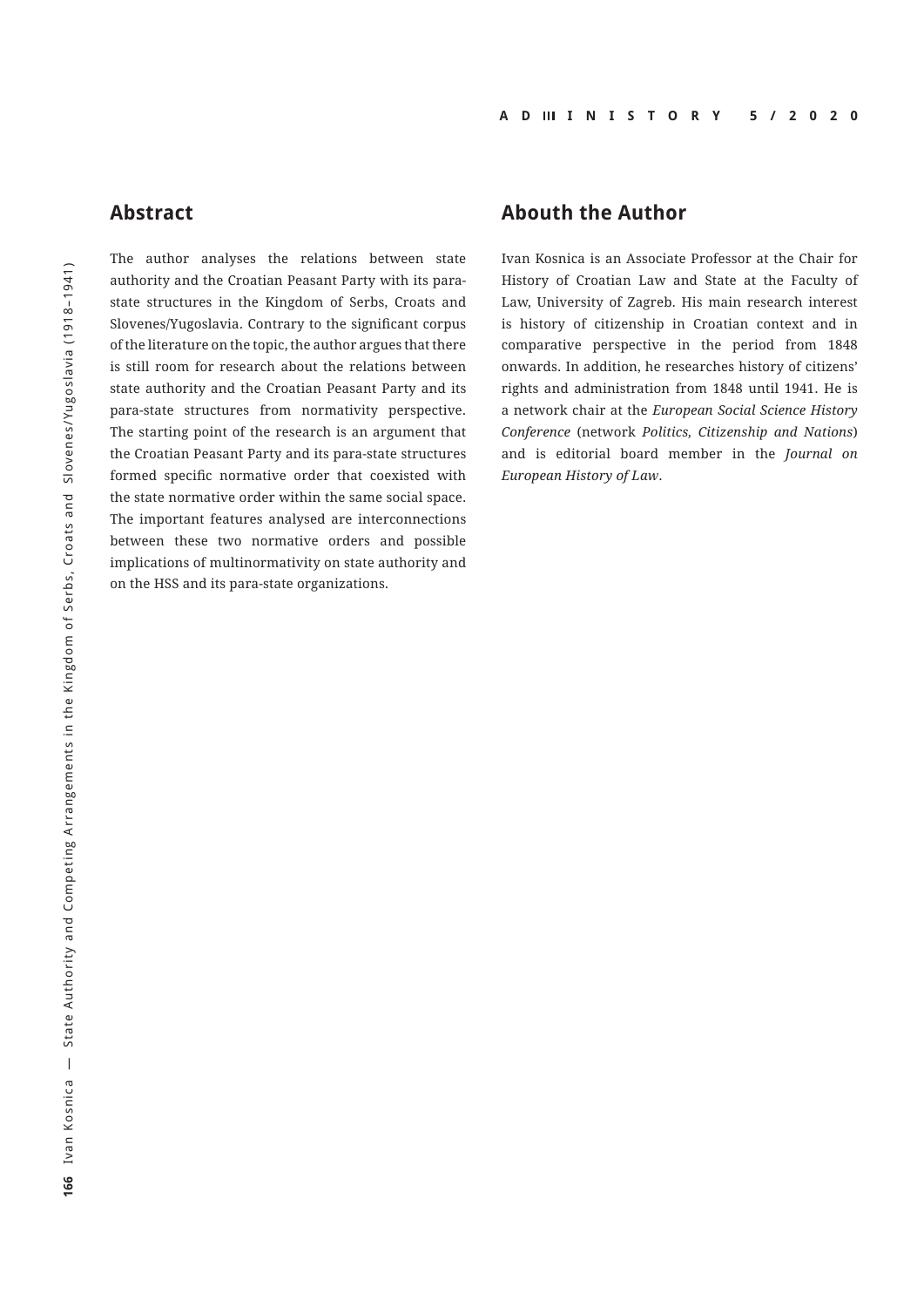## Abstract

The author analyses the relations between state authority and the Croatian Peasant Party with its para-state structures in the Kingdom of Serbs, Croats and Slovenes/Yugoslavia. Contrary to the significant corpus of the literature on the topic, the author argues that there is still room for research about the relations between state authority and the Croatian Peasant Party and its para-state structures from normativity perspective. The starting point of the research is an argument that the Croatian Peasant Party and its para-state structures formed specific normative order that coexisted with the state normative order within the same social space. The important features analysed are interconnections between these two normative orders and possible implications of multinormativity on state authority and on the HSS and its para-state organizations.

## Abouth the Author

Ivan Kosnica is an Associate Professor at the Chair for History of Croatian Law and State at the Faculty of Law, University of Zagreb. His main research interest is history of citizenship in Croatian context and in comparative perspective in the period from 1848 onwards. In addition, he researches history of citizens' rights and administration from 1848 until 1941. He is a network chair at the *European Social Science History Conference* (network *Politics, Citizenship and Nations*) and is editorial board member in the *Journal on European History of Law*.